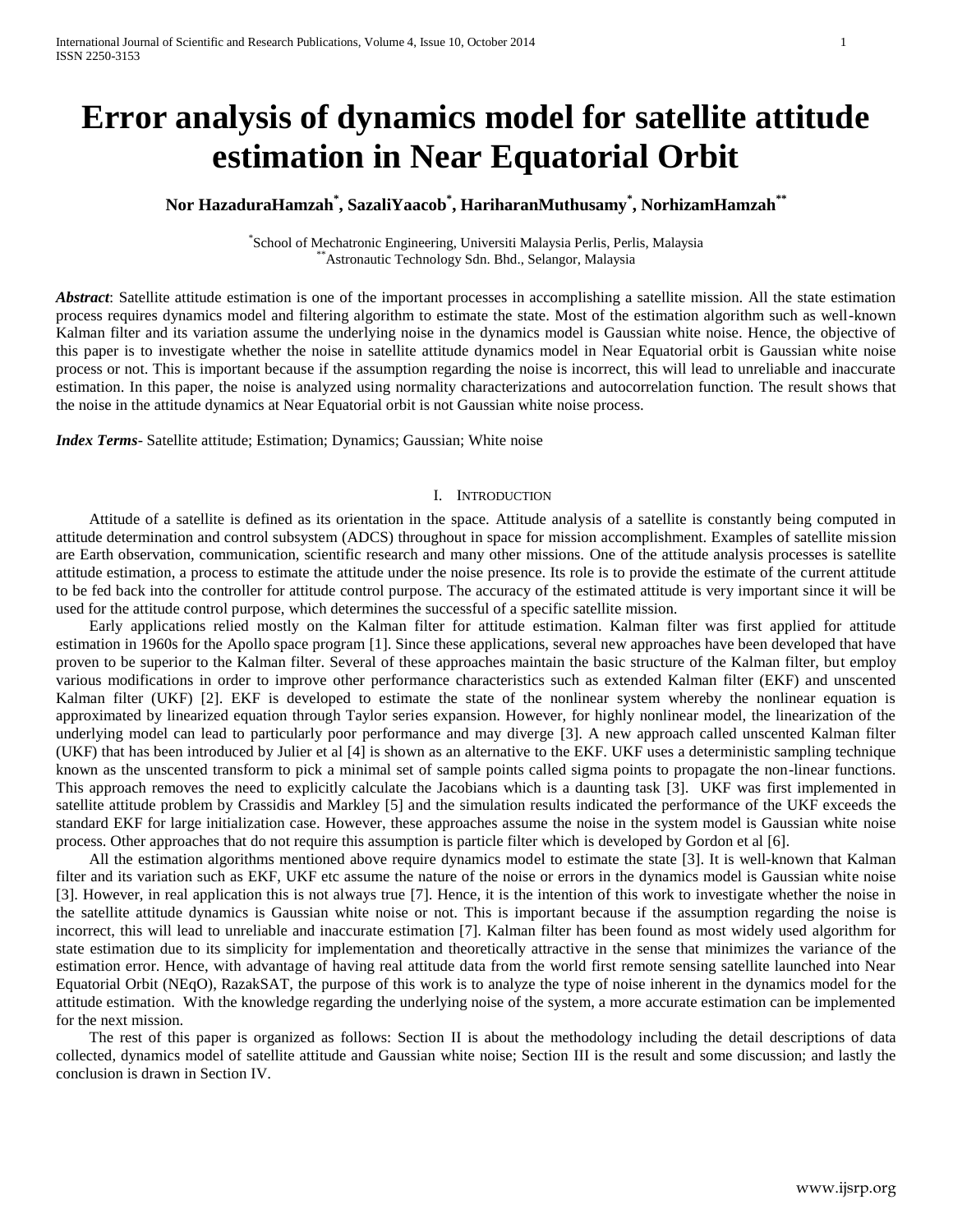# Error analysis of dynamics model for satellite attitude estimation in Near Equatorial Orbit

**Nor HazaduraHamzah[*], SazaliYaacob[*], HariharanMuthusamy[*], NorhizamHamzah[**]**

[*]School of Mechatronic Engineering, Universiti Malaysia Perlis, Perlis, Malaysia
[**]Astronautic Technology Sdn. Bhd., Selangor, Malaysia

***Abstract***: Satellite attitude estimation is one of the important processes in accomplishing a satellite mission. All the state estimation process requires dynamics model and filtering algorithm to estimate the state. Most of the estimation algorithm such as well-known Kalman filter and its variation assume the underlying noise in the dynamics model is Gaussian white noise. Hence, the objective of this paper is to investigate whether the noise in satellite attitude dynamics model in Near Equatorial orbit is Gaussian white noise process or not. This is important because if the assumption regarding the noise is incorrect, this will lead to unreliable and inaccurate estimation. In this paper, the noise is analyzed using normality characterizations and autocorrelation function. The result shows that the noise in the attitude dynamics at Near Equatorial orbit is not Gaussian white noise process.

***Index Terms***- Satellite attitude; Estimation; Dynamics; Gaussian; White noise

## I. Introduction

Attitude of a satellite is defined as its orientation in the space. Attitude analysis of a satellite is constantly being computed in attitude determination and control subsystem (ADCS) throughout in space for mission accomplishment. Examples of satellite mission are Earth observation, communication, scientific research and many other missions. One of the attitude analysis processes is satellite attitude estimation, a process to estimate the attitude under the noise presence. Its role is to provide the estimate of the current attitude to be fed back into the controller for attitude control purpose. The accuracy of the estimated attitude is very important since it will be used for the attitude control purpose, which determines the successful of a specific satellite mission.

Early applications relied mostly on the Kalman filter for attitude estimation. Kalman filter was first applied for attitude estimation in 1960s for the Apollo space program [1]. Since these applications, several new approaches have been developed that have proven to be superior to the Kalman filter. Several of these approaches maintain the basic structure of the Kalman filter, but employ various modifications in order to improve other performance characteristics such as extended Kalman filter (EKF) and unscented Kalman filter (UKF) [2]. EKF is developed to estimate the state of the nonlinear system whereby the nonlinear equation is approximated by linearized equation through Taylor series expansion. However, for highly nonlinear model, the linearization of the underlying model can lead to particularly poor performance and may diverge [3]. A new approach called unscented Kalman filter (UKF) that has been introduced by Julier et al [4] is shown as an alternative to the EKF. UKF uses a deterministic sampling technique known as the unscented transform to pick a minimal set of sample points called sigma points to propagate the non-linear functions. This approach removes the need to explicitly calculate the Jacobians which is a daunting task [3]. UKF was first implemented in satellite attitude problem by Crassidis and Markley [5] and the simulation results indicated the performance of the UKF exceeds the standard EKF for large initialization case. However, these approaches assume the noise in the system model is Gaussian white noise process. Other approaches that do not require this assumption is particle filter which is developed by Gordon et al [6].

All the estimation algorithms mentioned above require dynamics model to estimate the state [3]. It is well-known that Kalman filter and its variation such as EKF, UKF etc assume the nature of the noise or errors in the dynamics model is Gaussian white noise [3]. However, in real application this is not always true [7]. Hence, it is the intention of this work to investigate whether the noise in the satellite attitude dynamics is Gaussian white noise or not. This is important because if the assumption regarding the noise is incorrect, this will lead to unreliable and inaccurate estimation [7]. Kalman filter has been found as most widely used algorithm for state estimation due to its simplicity for implementation and theoretically attractive in the sense that minimizes the variance of the estimation error. Hence, with advantage of having real attitude data from the world first remote sensing satellite launched into Near Equatorial Orbit (NEqO), RazakSAT, the purpose of this work is to analyze the type of noise inherent in the dynamics model for the attitude estimation. With the knowledge regarding the underlying noise of the system, a more accurate estimation can be implemented for the next mission.

The rest of this paper is organized as follows: Section II is about the methodology including the detail descriptions of data collected, dynamics model of satellite attitude and Gaussian white noise; Section III is the result and some discussion; and lastly the conclusion is drawn in Section IV.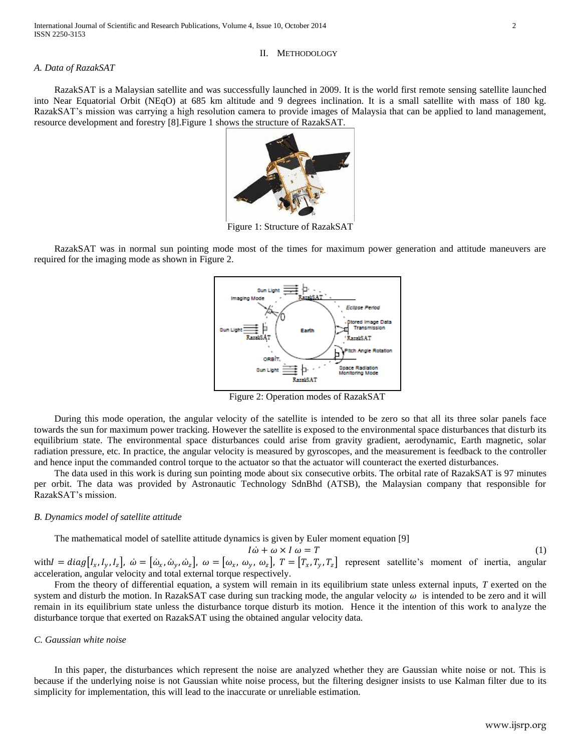## II. Methodology

### *A. Data of RazakSAT*

RazakSAT is a Malaysian satellite and was successfully launched in 2009. It is the world first remote sensing satellite launched into Near Equatorial Orbit (NEqO) at 685 km altitude and 9 degrees inclination. It is a small satellite with mass of 180 kg. RazakSAT's mission was carrying a high resolution camera to provide images of Malaysia that can be applied to land management, resource development and forestry [8].Figure 1 shows the structure of RazakSAT.

Figure 1: Structure of RazakSAT

RazakSAT was in normal sun pointing mode most of the times for maximum power generation and attitude maneuvers are required for the imaging mode as shown in Figure 2.

Figure 2: Operation modes of RazakSAT

During this mode operation, the angular velocity of the satellite is intended to be zero so that all its three solar panels face towards the sun for maximum power tracking. However the satellite is exposed to the environmental space disturbances that disturb its equilibrium state. The environmental space disturbances could arise from gravity gradient, aerodynamic, Earth magnetic, solar radiation pressure, etc. In practice, the angular velocity is measured by gyroscopes, and the measurement is feedback to the controller and hence input the commanded control torque to the actuator so that the actuator will counteract the exerted disturbances.

The data used in this work is during sun pointing mode about six consecutive orbits. The orbital rate of RazakSAT is 97 minutes per orbit. The data was provided by Astronautic Technology SdnBhd (ATSB), the Malaysian company that responsible for RazakSAT's mission.

### *B. Dynamics model of satellite attitude*

The mathematical model of satellite attitude dynamics is given by Euler moment equation [9]

$$I\dot{\omega} + \omega \times I\,\omega = T \tag{1}$$

with $I = diag[I_x, I_y, I_z]$, $\dot{\omega} = [\dot{\omega}_x, \dot{\omega}_y, \dot{\omega}_z]$, $\omega = [\omega_x, \omega_y, \omega_z]$, $T = [T_x, T_y, T_z]$ represent satellite's moment of inertia, angular acceleration, angular velocity and total external torque respectively.

From the theory of differential equation, a system will remain in its equilibrium state unless external inputs, $T$ exerted on the system and disturb the motion. In RazakSAT case during sun tracking mode, the angular velocity $\omega$ is intended to be zero and it will remain in its equilibrium state unless the disturbance torque disturb its motion. Hence it the intention of this work to analyze the disturbance torque that exerted on RazakSAT using the obtained angular velocity data.

### *C. Gaussian white noise*

In this paper, the disturbances which represent the noise are analyzed whether they are Gaussian white noise or not. This is because if the underlying noise is not Gaussian white noise process, but the filtering designer insists to use Kalman filter due to its simplicity for implementation, this will lead to the inaccurate or unreliable estimation.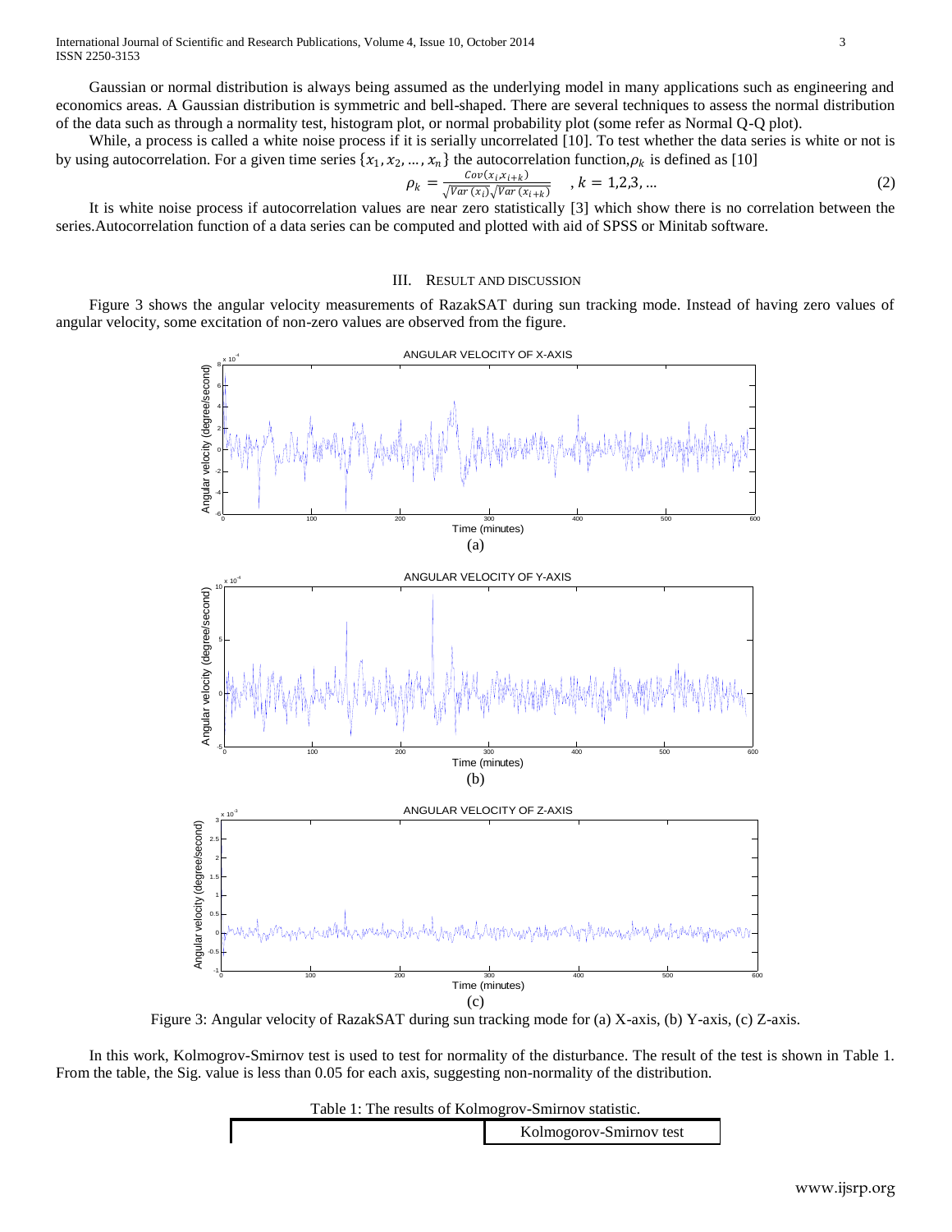Gaussian or normal distribution is always being assumed as the underlying model in many applications such as engineering and economics areas. A Gaussian distribution is symmetric and bell-shaped. There are several techniques to assess the normal distribution of the data such as through a normality test, histogram plot, or normal probability plot (some refer as Normal Q-Q plot).

While, a process is called a white noise process if it is serially uncorrelated [10]. To test whether the data series is white or not is by using autocorrelation. For a given time series $\{x_1, x_2, \ldots, x_n\}$ the autocorrelation function, $\rho_k$ is defined as [10]

$$\rho_k = \frac{Cov(x_i, x_{i+k})}{\sqrt{Var\,(x_i)}\sqrt{Var\,(x_{i+k})}} \quad , k = 1,2,3, \ldots \tag{2}$$

It is white noise process if autocorrelation values are near zero statistically [3] which show there is no correlation between the series. Autocorrelation function of a data series can be computed and plotted with aid of SPSS or Minitab software.

## III. RESULT AND DISCUSSION

Figure 3 shows the angular velocity measurements of RazakSAT during sun tracking mode. Instead of having zero values of angular velocity, some excitation of non-zero values are observed from the figure.

Figure 3: Angular velocity of RazakSAT during sun tracking mode for (a) X-axis, (b) Y-axis, (c) Z-axis.

In this work, Kolmogrov-Smirnov test is used to test for normality of the disturbance. The result of the test is shown in Table 1. From the table, the Sig. value is less than 0.05 for each axis, suggesting non-normality of the distribution.

Table 1: The results of Kolmogrov-Smirnov statistic.

| | Kolmogorov-Smirnov test |
|---|---|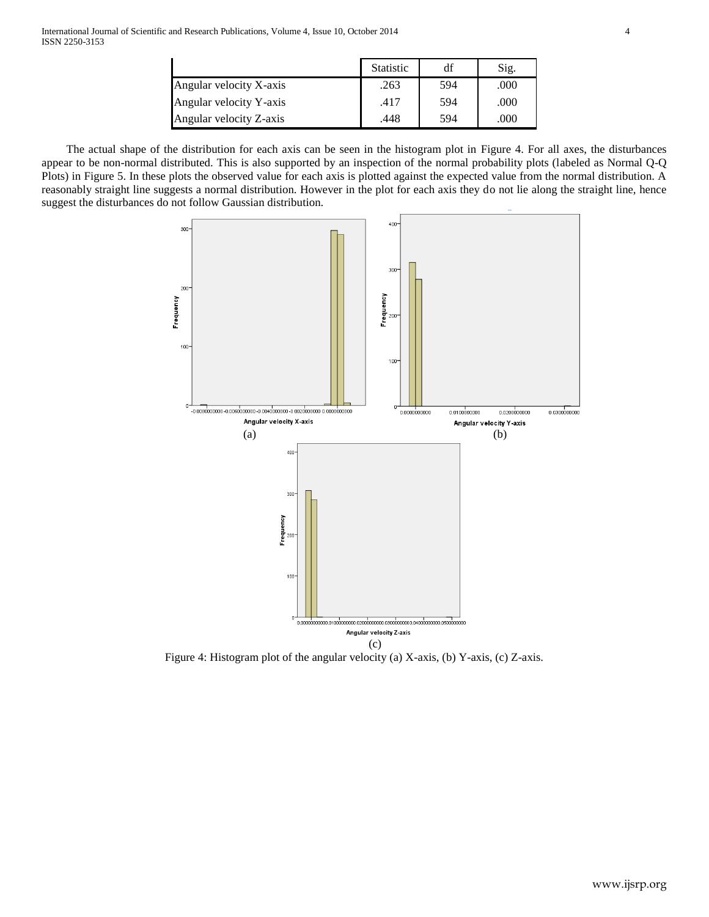| | Statistic | df | Sig. |
|---|---|---|---|
| Angular velocity X-axis | .263 | 594 | .000 |
| Angular velocity Y-axis | .417 | 594 | .000 |
| Angular velocity Z-axis | .448 | 594 | .000 |

The actual shape of the distribution for each axis can be seen in the histogram plot in Figure 4. For all axes, the disturbances appear to be non-normal distributed. This is also supported by an inspection of the normal probability plots (labeled as Normal Q-Q Plots) in Figure 5. In these plots the observed value for each axis is plotted against the expected value from the normal distribution. A reasonably straight line suggests a normal distribution. However in the plot for each axis they do not lie along the straight line, hence suggest the disturbances do not follow Gaussian distribution.

(a)

(b)

(c)

Figure 4: Histogram plot of the angular velocity (a) X-axis, (b) Y-axis, (c) Z-axis.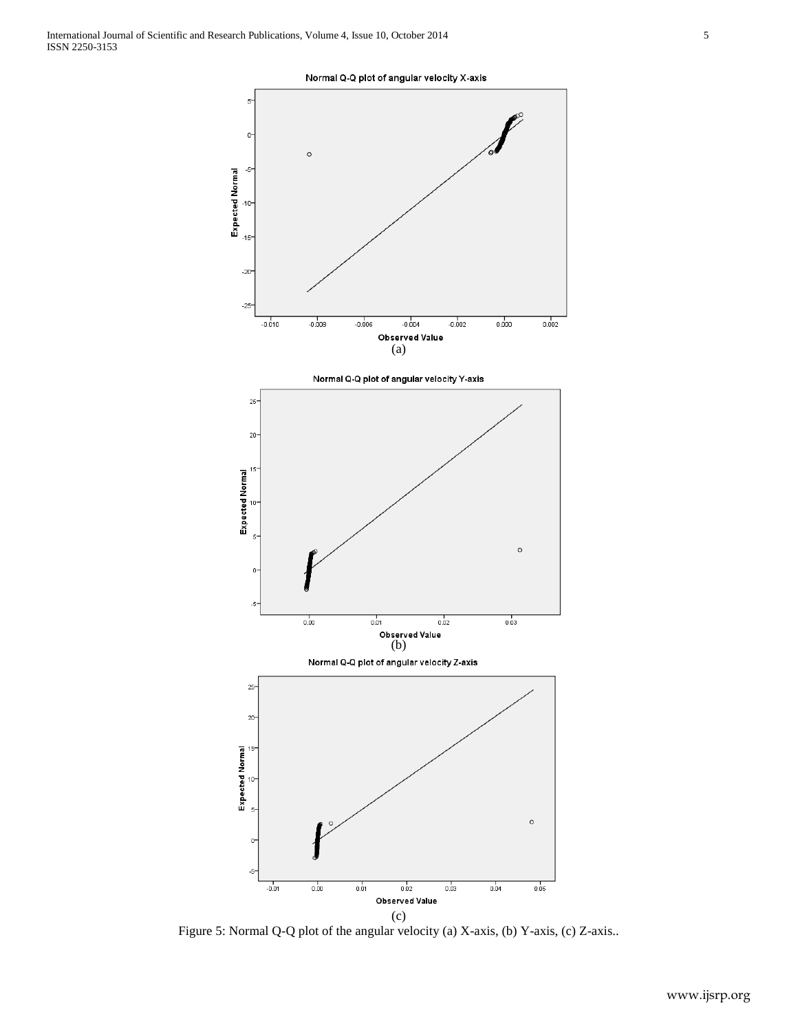Normal Q-Q plot of angular velocity X-axis

(a)

Normal Q-Q plot of angular velocity Y-axis

(b)

Normal Q-Q plot of angular velocity Z-axis

(c)

Figure 5: Normal Q-Q plot of the angular velocity (a) X-axis, (b) Y-axis, (c) Z-axis..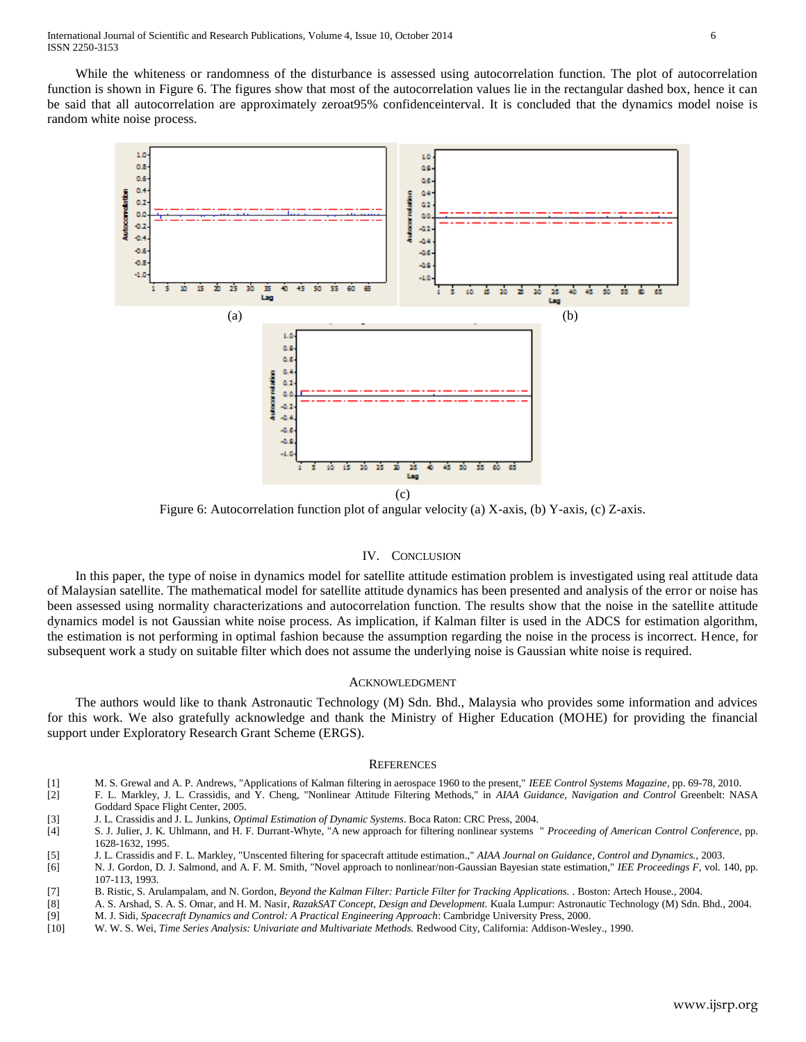While the whiteness or randomness of the disturbance is assessed using autocorrelation function. The plot of autocorrelation function is shown in Figure 6. The figures show that most of the autocorrelation values lie in the rectangular dashed box, hence it can be said that all autocorrelation are approximately zeroat95% confidenceinterval. It is concluded that the dynamics model noise is random white noise process.

Figure 6: Autocorrelation function plot of angular velocity (a) X-axis, (b) Y-axis, (c) Z-axis.

## IV. Conclusion

In this paper, the type of noise in dynamics model for satellite attitude estimation problem is investigated using real attitude data of Malaysian satellite. The mathematical model for satellite attitude dynamics has been presented and analysis of the error or noise has been assessed using normality characterizations and autocorrelation function. The results show that the noise in the satellite attitude dynamics model is not Gaussian white noise process. As implication, if Kalman filter is used in the ADCS for estimation algorithm, the estimation is not performing in optimal fashion because the assumption regarding the noise in the process is incorrect. Hence, for subsequent work a study on suitable filter which does not assume the underlying noise is Gaussian white noise is required.

## Acknowledgment

The authors would like to thank Astronautic Technology (M) Sdn. Bhd., Malaysia who provides some information and advices for this work. We also gratefully acknowledge and thank the Ministry of Higher Education (MOHE) for providing the financial support under Exploratory Research Grant Scheme (ERGS).

## References

[1] M. S. Grewal and A. P. Andrews, "Applications of Kalman filtering in aerospace 1960 to the present," *IEEE Control Systems Magazine*, pp. 69-78, 2010.

[2] F. L. Markley, J. L. Crassidis, and Y. Cheng, "Nonlinear Attitude Filtering Methods," in *AIAA Guidance, Navigation and Control* Greenbelt: NASA Goddard Space Flight Center, 2005.

[3] J. L. Crassidis and J. L. Junkins, *Optimal Estimation of Dynamic Systems*. Boca Raton: CRC Press, 2004.

[4] S. J. Julier, J. K. Uhlmann, and H. F. Durrant-Whyte, "A new approach for filtering nonlinear systems " *Proceeding of American Control Conference*, pp. 1628-1632, 1995.

[5] J. L. Crassidis and F. L. Markley, "Unscented filtering for spacecraft attitude estimation.," *AIAA Journal on Guidance, Control and Dynamics.*, 2003.

[6] N. J. Gordon, D. J. Salmond, and A. F. M. Smith, "Novel approach to nonlinear/non-Gaussian Bayesian state estimation," *IEE Proceedings F*, vol. 140, pp. 107-113, 1993.

[7] B. Ristic, S. Arulampalam, and N. Gordon, *Beyond the Kalman Filter: Particle Filter for Tracking Applications.* . Boston: Artech House., 2004.

[8] A. S. Arshad, S. A. S. Omar, and H. M. Nasir, *RazakSAT Concept, Design and Development.* Kuala Lumpur: Astronautic Technology (M) Sdn. Bhd., 2004.

[9] M. J. Sidi, *Spacecraft Dynamics and Control: A Practical Engineering Approach*: Cambridge University Press, 2000.

[10] W. W. S. Wei, *Time Series Analysis: Univariate and Multivariate Methods.* Redwood City, California: Addison-Wesley., 1990.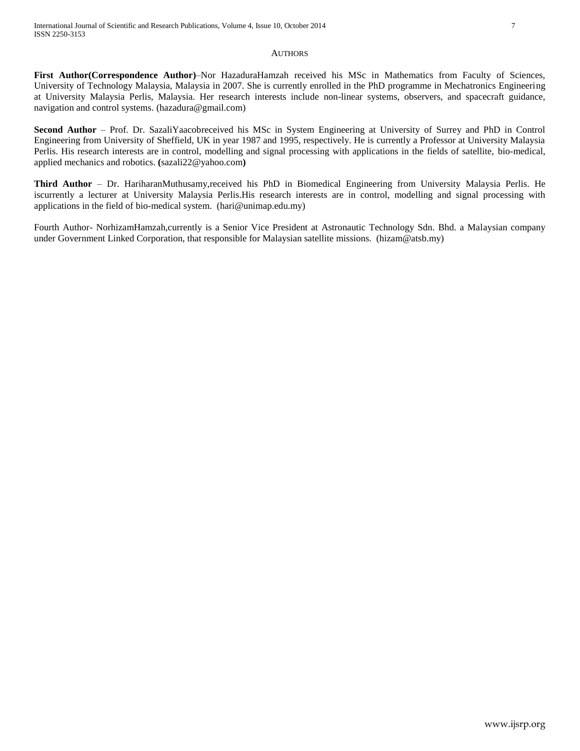## AUTHORS

**First Author(Correspondence Author)**–Nor HazaduraHamzah received his MSc in Mathematics from Faculty of Sciences, University of Technology Malaysia, Malaysia in 2007. She is currently enrolled in the PhD programme in Mechatronics Engineering at University Malaysia Perlis, Malaysia. Her research interests include non-linear systems, observers, and spacecraft guidance, navigation and control systems. (hazadura@gmail.com)

**Second Author** – Prof. Dr. SazaliYaacobreceived his MSc in System Engineering at University of Surrey and PhD in Control Engineering from University of Sheffield, UK in year 1987 and 1995, respectively. He is currently a Professor at University Malaysia Perlis. His research interests are in control, modelling and signal processing with applications in the fields of satellite, bio-medical, applied mechanics and robotics. **(**sazali22@yahoo.com**)**

**Third Author** – Dr. HariharanMuthusamy,received his PhD in Biomedical Engineering from University Malaysia Perlis. He iscurrently a lecturer at University Malaysia Perlis.His research interests are in control, modelling and signal processing with applications in the field of bio-medical system. (hari@unimap.edu.my)

Fourth Author- NorhizamHamzah,currently is a Senior Vice President at Astronautic Technology Sdn. Bhd. a Malaysian company under Government Linked Corporation, that responsible for Malaysian satellite missions. (hizam@atsb.my)